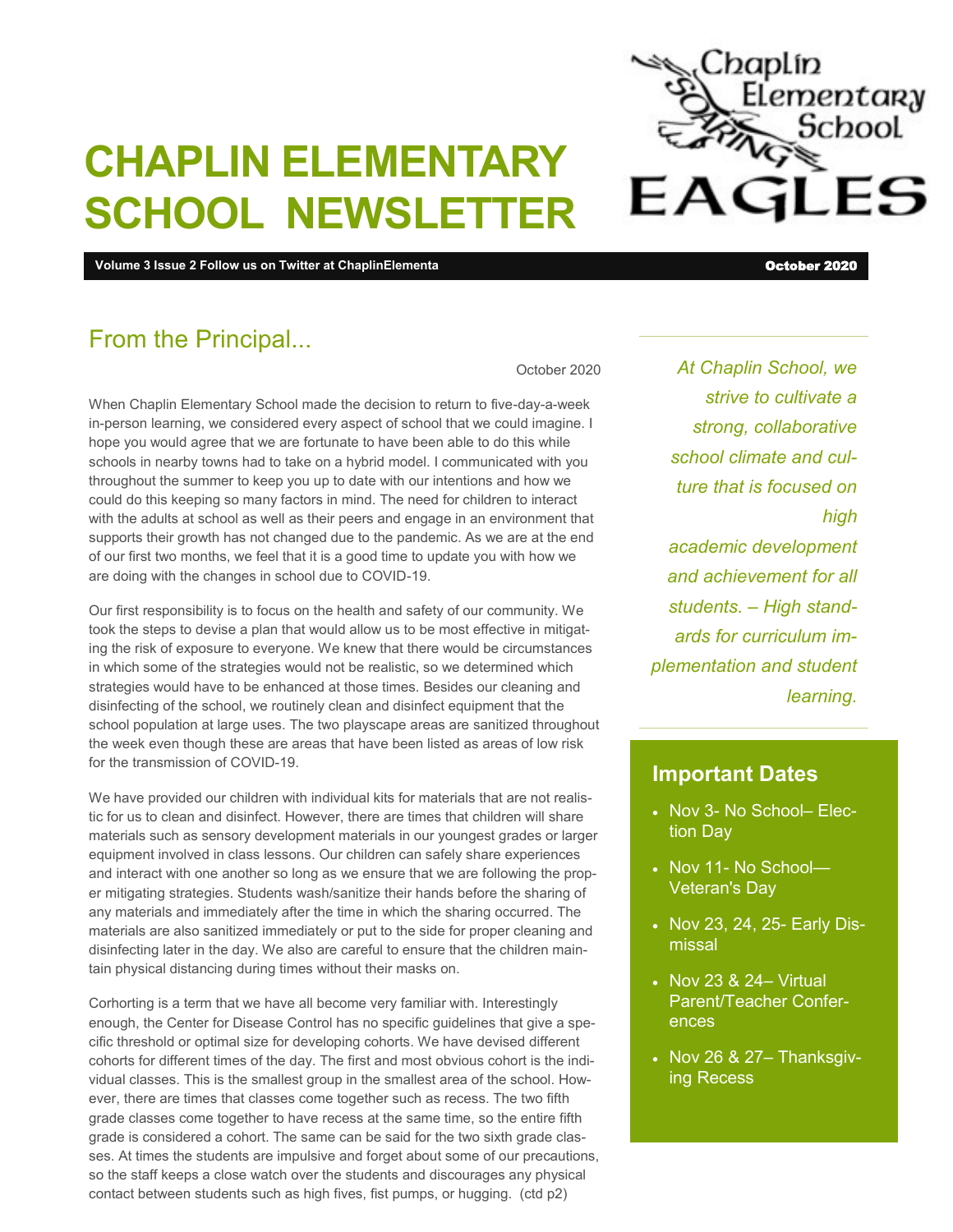# CHAPLIN ELEMENTARY SCHOOL NEWSLETTER

**Volume 3 Issue 2 Follow us on Twitter at ChaplinElementa** **October 2020**

## From the Principal...

October 2020

When Chaplin Elementary School made the decision to return to five-day-a-week in-person learning, we considered every aspect of school that we could imagine. I hope you would agree that we are fortunate to have been able to do this while schools in nearby towns had to take on a hybrid model. I communicated with you throughout the summer to keep you up to date with our intentions and how we could do this keeping so many factors in mind. The need for children to interact with the adults at school as well as their peers and engage in an environment that supports their growth has not changed due to the pandemic. As we are at the end of our first two months, we feel that it is a good time to update you with how we are doing with the changes in school due to COVID-19.

Our first responsibility is to focus on the health and safety of our community. We took the steps to devise a plan that would allow us to be most effective in mitigating the risk of exposure to everyone. We knew that there would be circumstances in which some of the strategies would not be realistic, so we determined which strategies would have to be enhanced at those times. Besides our cleaning and disinfecting of the school, we routinely clean and disinfect equipment that the school population at large uses. The two playscape areas are sanitized throughout the week even though these are areas that have been listed as areas of low risk for the transmission of COVID-19.

We have provided our children with individual kits for materials that are not realistic for us to clean and disinfect. However, there are times that children will share materials such as sensory development materials in our youngest grades or larger equipment involved in class lessons. Our children can safely share experiences and interact with one another so long as we ensure that we are following the proper mitigating strategies. Students wash/sanitize their hands before the sharing of any materials and immediately after the time in which the sharing occurred. The materials are also sanitized immediately or put to the side for proper cleaning and disinfecting later in the day. We also are careful to ensure that the children maintain physical distancing during times without their masks on.

Corhorting is a term that we have all become very familiar with. Interestingly enough, the Center for Disease Control has no specific guidelines that give a specific threshold or optimal size for developing cohorts. We have devised different cohorts for different times of the day. The first and most obvious cohort is the individual classes. This is the smallest group in the smallest area of the school. However, there are times that classes come together such as recess. The two fifth grade classes come together to have recess at the same time, so the entire fifth grade is considered a cohort. The same can be said for the two sixth grade classes. At times the students are impulsive and forget about some of our precautions, so the staff keeps a close watch over the students and discourages any physical contact between students such as high fives, fist pumps, or hugging. (ctd p2)

*At Chaplin School, we strive to cultivate a strong, collaborative school climate and culture that is focused on high academic development and achievement for all students. – High standards for curriculum implementation and student learning.*

## Important Dates

- Nov 3- No School– Election Day
- Nov 11- No School—Veteran's Day
- Nov 23, 24, 25- Early Dismissal
- Nov 23 & 24– Virtual Parent/Teacher Conferences
- Nov 26 & 27– Thanksgiving Recess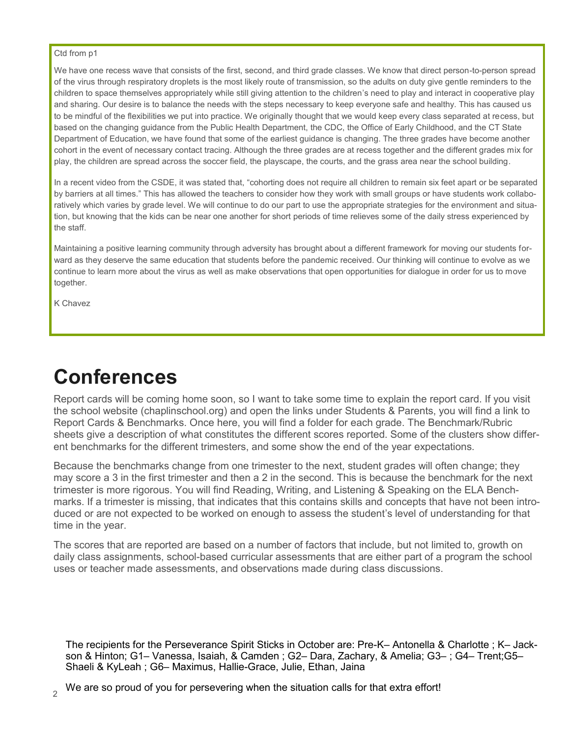Ctd from p1

We have one recess wave that consists of the first, second, and third grade classes. We know that direct person-to-person spread of the virus through respiratory droplets is the most likely route of transmission, so the adults on duty give gentle reminders to the children to space themselves appropriately while still giving attention to the children's need to play and interact in cooperative play and sharing. Our desire is to balance the needs with the steps necessary to keep everyone safe and healthy. This has caused us to be mindful of the flexibilities we put into practice. We originally thought that we would keep every class separated at recess, but based on the changing guidance from the Public Health Department, the CDC, the Office of Early Childhood, and the CT State Department of Education, we have found that some of the earliest guidance is changing. The three grades have become another cohort in the event of necessary contact tracing. Although the three grades are at recess together and the different grades mix for play, the children are spread across the soccer field, the playscape, the courts, and the grass area near the school building.

In a recent video from the CSDE, it was stated that, "cohorting does not require all children to remain six feet apart or be separated by barriers at all times." This has allowed the teachers to consider how they work with small groups or have students work collaboratively which varies by grade level. We will continue to do our part to use the appropriate strategies for the environment and situation, but knowing that the kids can be near one another for short periods of time relieves some of the daily stress experienced by the staff.

Maintaining a positive learning community through adversity has brought about a different framework for moving our students forward as they deserve the same education that students before the pandemic received. Our thinking will continue to evolve as we continue to learn more about the virus as well as make observations that open opportunities for dialogue in order for us to move together.

K Chavez

# Conferences

Report cards will be coming home soon, so I want to take some time to explain the report card. If you visit the school website (chaplinschool.org) and open the links under Students & Parents, you will find a link to Report Cards & Benchmarks. Once here, you will find a folder for each grade. The Benchmark/Rubric sheets give a description of what constitutes the different scores reported. Some of the clusters show different benchmarks for the different trimesters, and some show the end of the year expectations.

Because the benchmarks change from one trimester to the next, student grades will often change; they may score a 3 in the first trimester and then a 2 in the second. This is because the benchmark for the next trimester is more rigorous. You will find Reading, Writing, and Listening & Speaking on the ELA Benchmarks. If a trimester is missing, that indicates that this contains skills and concepts that have not been introduced or are not expected to be worked on enough to assess the student's level of understanding for that time in the year.

The scores that are reported are based on a number of factors that include, but not limited to, growth on daily class assignments, school-based curricular assessments that are either part of a program the school uses or teacher made assessments, and observations made during class discussions.

The recipients for the Perseverance Spirit Sticks in October are: Pre-K– Antonella & Charlotte ; K– Jackson & Hinton; G1– Vanessa, Isaiah, & Camden ; G2– Dara, Zachary, & Amelia; G3– ; G4– Trent;G5– Shaeli & KyLeah ; G6– Maximus, Hallie-Grace, Julie, Ethan, Jaina

We are so proud of you for persevering when the situation calls for that extra effort!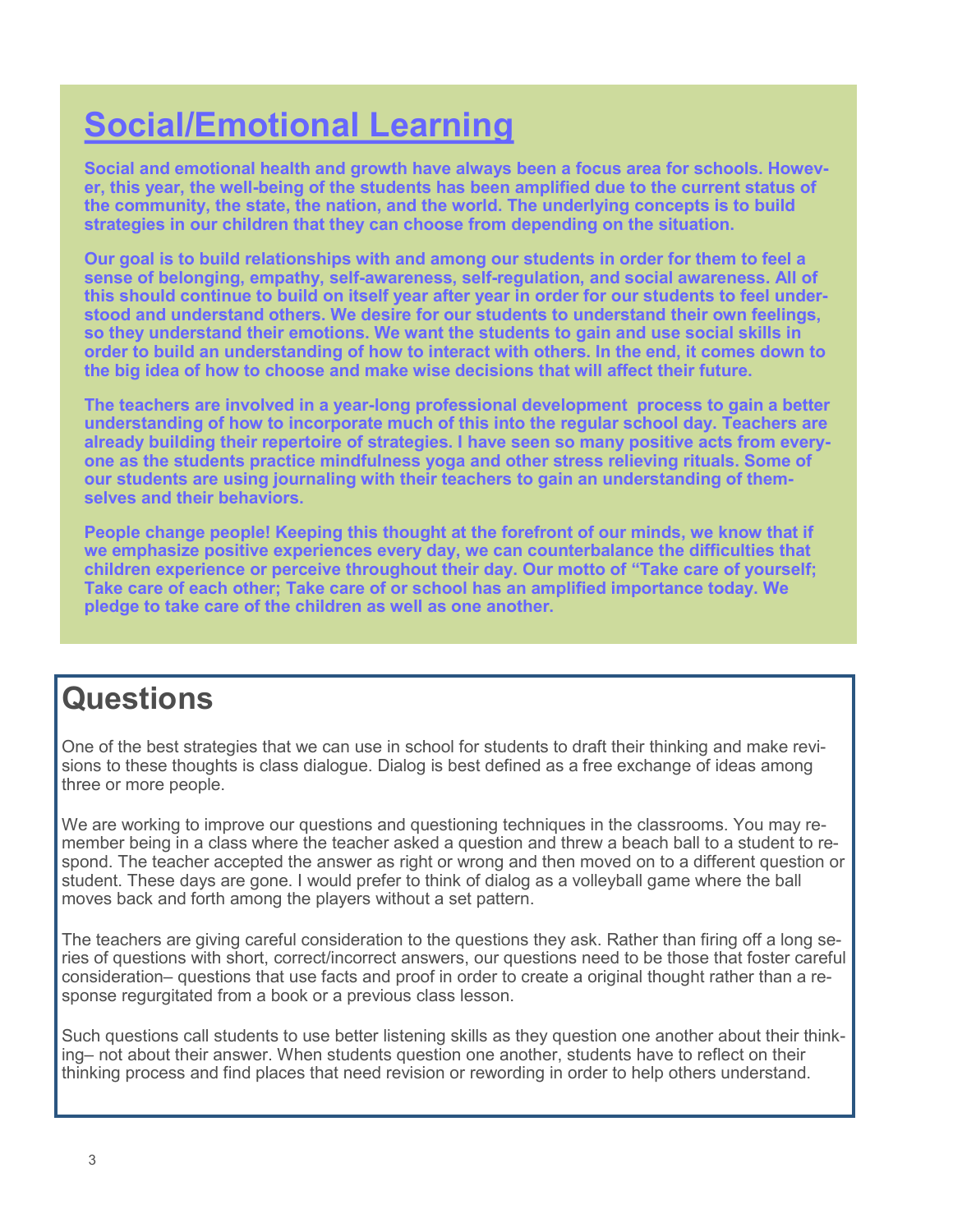# Social/Emotional Learning

**Social and emotional health and growth have always been a focus area for schools. However, this year, the well-being of the students has been amplified due to the current status of the community, the state, the nation, and the world. The underlying concepts is to build strategies in our children that they can choose from depending on the situation.**

**Our goal is to build relationships with and among our students in order for them to feel a sense of belonging, empathy, self-awareness, self-regulation, and social awareness. All of this should continue to build on itself year after year in order for our students to feel understood and understand others. We desire for our students to understand their own feelings, so they understand their emotions. We want the students to gain and use social skills in order to build an understanding of how to interact with others. In the end, it comes down to the big idea of how to choose and make wise decisions that will affect their future.**

**The teachers are involved in a year-long professional development process to gain a better understanding of how to incorporate much of this into the regular school day. Teachers are already building their repertoire of strategies. I have seen so many positive acts from everyone as the students practice mindfulness yoga and other stress relieving rituals. Some of our students are using journaling with their teachers to gain an understanding of themselves and their behaviors.**

**People change people! Keeping this thought at the forefront of our minds, we know that if we emphasize positive experiences every day, we can counterbalance the difficulties that children experience or perceive throughout their day. Our motto of "Take care of yourself; Take care of each other; Take care of or school has an amplified importance today. We pledge to take care of the children as well as one another.**

# Questions

One of the best strategies that we can use in school for students to draft their thinking and make revisions to these thoughts is class dialogue. Dialog is best defined as a free exchange of ideas among three or more people.

We are working to improve our questions and questioning techniques in the classrooms. You may remember being in a class where the teacher asked a question and threw a beach ball to a student to respond. The teacher accepted the answer as right or wrong and then moved on to a different question or student. These days are gone. I would prefer to think of dialog as a volleyball game where the ball moves back and forth among the players without a set pattern.

The teachers are giving careful consideration to the questions they ask. Rather than firing off a long series of questions with short, correct/incorrect answers, our questions need to be those that foster careful consideration– questions that use facts and proof in order to create a original thought rather than a response regurgitated from a book or a previous class lesson.

Such questions call students to use better listening skills as they question one another about their thinking– not about their answer. When students question one another, students have to reflect on their thinking process and find places that need revision or rewording in order to help others understand.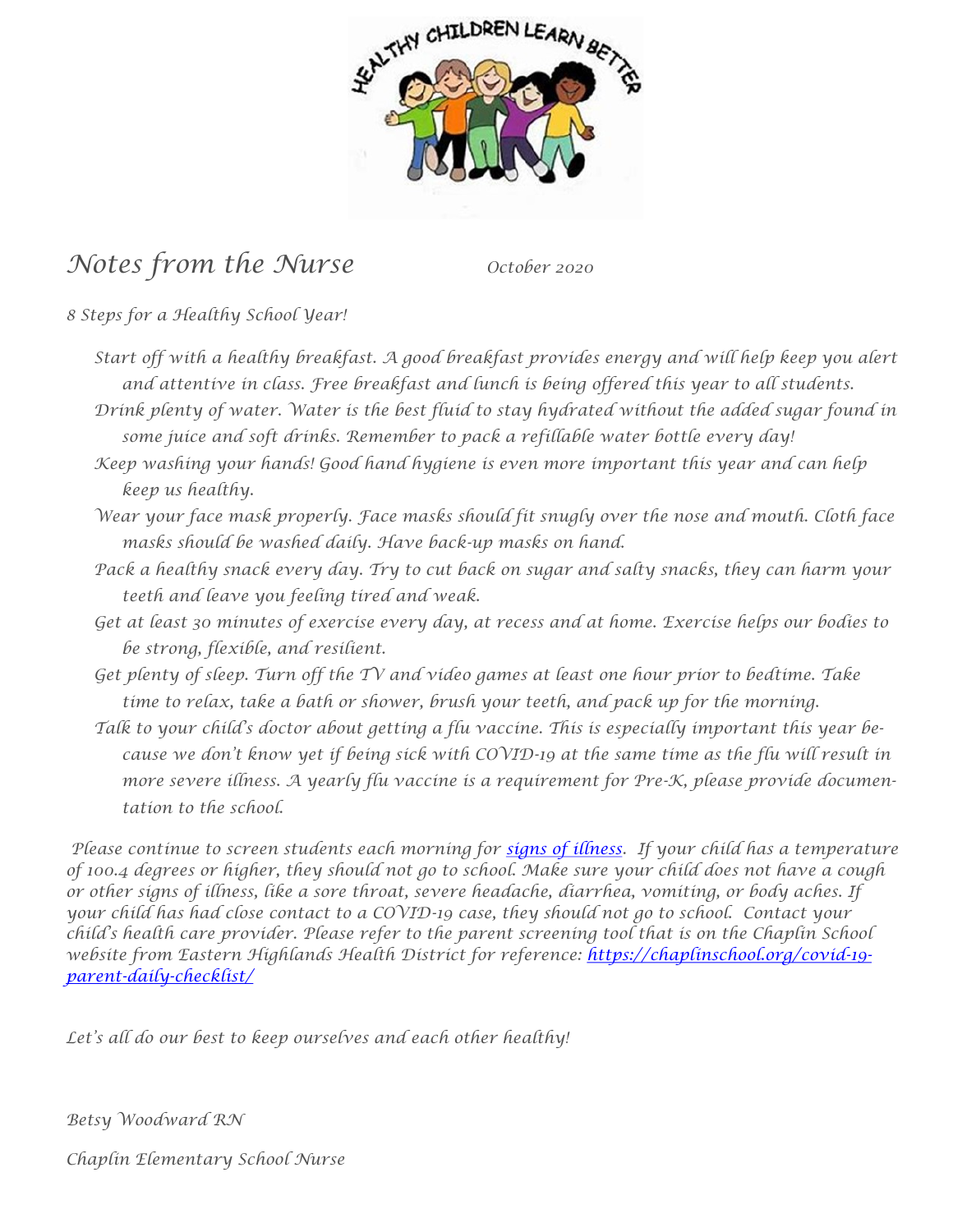# Notes from the Nurse

October 2020

*8 Steps for a Healthy School Year!*

- Start off with a healthy breakfast. A good breakfast provides energy and will help keep you alert and attentive in class. Free breakfast and lunch is being offered this year to all students.
- Drink plenty of water. Water is the best fluid to stay hydrated without the added sugar found in some juice and soft drinks. Remember to pack a refillable water bottle every day!
- Keep washing your hands! Good hand hygiene is even more important this year and can help keep us healthy.
- Wear your face mask properly. Face masks should fit snugly over the nose and mouth. Cloth face masks should be washed daily. Have back-up masks on hand.
- Pack a healthy snack every day. Try to cut back on sugar and salty snacks, they can harm your teeth and leave you feeling tired and weak.
- Get at least 30 minutes of exercise every day, at recess and at home. Exercise helps our bodies to be strong, flexible, and resilient.
- Get plenty of sleep. Turn off the TV and video games at least one hour prior to bedtime. Take time to relax, take a bath or shower, brush your teeth, and pack up for the morning.
- Talk to your child's doctor about getting a flu vaccine. This is especially important this year because we don't know yet if being sick with COVID-19 at the same time as the flu will result in more severe illness. A yearly flu vaccine is a requirement for Pre-K, please provide documentation to the school.

Please continue to screen students each morning for [signs of illness](). If your child has a temperature of 100.4 degrees or higher, they should not go to school. Make sure your child does not have a cough or other signs of illness, like a sore throat, severe headache, diarrhea, vomiting, or body aches. If your child has had close contact to a COVID-19 case, they should not go to school. Contact your child's health care provider. Please refer to the parent screening tool that is on the Chaplin School website from Eastern Highlands Health District for reference: https://chaplinschool.org/covid-19-parent-daily-checklist/

Let's all do our best to keep ourselves and each other healthy!

Betsy Woodward RN

Chaplin Elementary School Nurse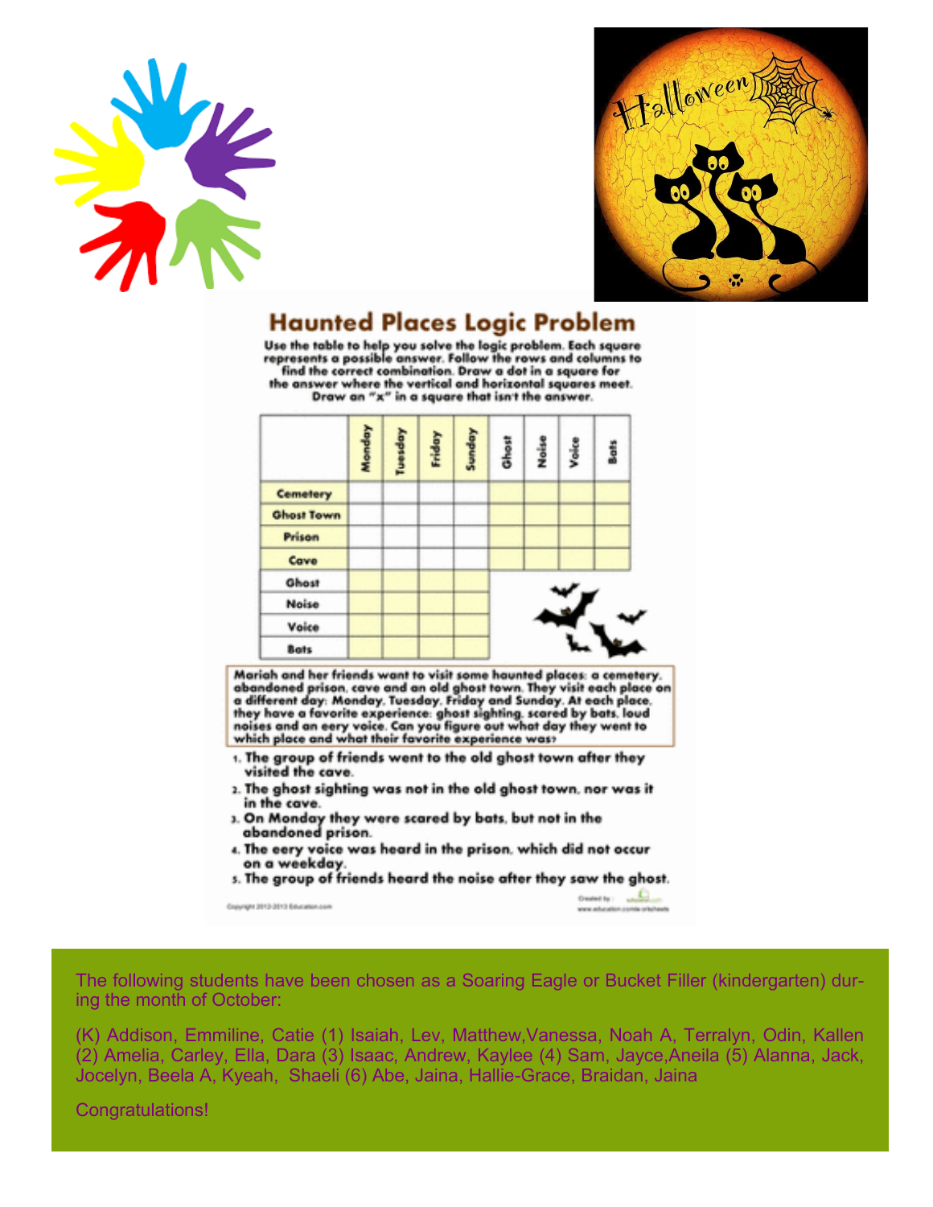## Haunted Places Logic Problem

Use the table to help you solve the logic problem. Each square represents a possible answer. Follow the rows and columns to find the correct combination. Draw a dot in a square for the answer where the vertical and horizontal squares meet. Draw an "x" in a square that isn't the answer.

| | Monday | Tuesday | Friday | Sunday | Ghost | Noise | Voice | Bats |
|---|---|---|---|---|---|---|---|---|
| Cemetery | | | | | | | | |
| Ghost Town | | | | | | | | |
| Prison | | | | | | | | |
| Cave | | | | | | | | |
| Ghost | | | | | | | | |
| Noise | | | | | | | | |
| Voice | | | | | | | | |
| Bats | | | | | | | | |

Mariah and her friends want to visit some haunted places: a cemetery, abandoned prison, cave and an old ghost town. They visit each place on a different day: Monday, Tuesday, Friday and Sunday. At each place, they have a favorite experience: ghost sighting, scared by bats, loud noises and an eery voice. Can you figure out what day they went to which place and what their favorite experience was?

1. The group of friends went to the old ghost town after they visited the cave.
2. The ghost sighting was not in the old ghost town, nor was it in the cave.
3. On Monday they were scared by bats, but not in the abandoned prison.
4. The eery voice was heard in the prison, which did not occur on a weekday.
5. The group of friends heard the noise after they saw the ghost.

Copyright 2012-2013 Education.com

Created by: www.education.com/worksheets

The following students have been chosen as a Soaring Eagle or Bucket Filler (kindergarten) during the month of October:

(K) Addison, Emmiline, Catie (1) Isaiah, Lev, Matthew,Vanessa, Noah A, Terralyn, Odin, Kallen (2) Amelia, Carley, Ella, Dara (3) Isaac, Andrew, Kaylee (4) Sam, Jayce,Aneila (5) Alanna, Jack, Jocelyn, Beela A, Kyeah, Shaeli (6) Abe, Jaina, Hallie-Grace, Braidan, Jaina

Congratulations!